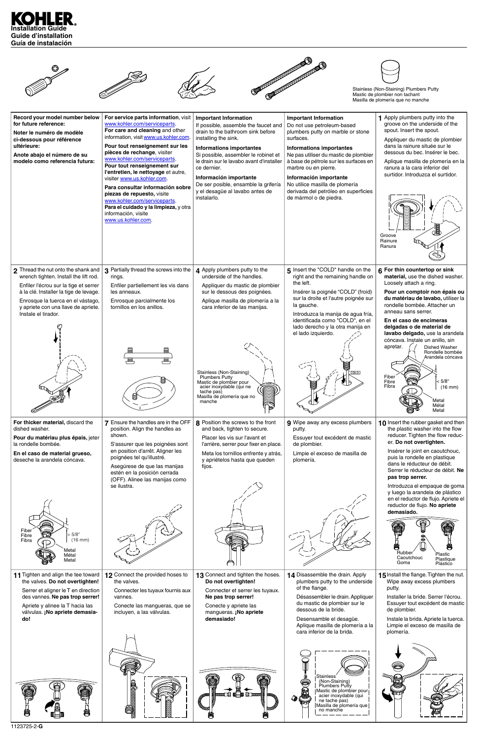# KOHLER

**Installation Guide**
**Guide d'installation**
**Guía de instalación**

Stainless (Non-Staining) Plumbers Putty
Mastic de plombier non tachant
Masilla de plomería que no manche

**Record your model number below for future reference:**

**Noter le numéro de modèle ci-dessous pour référence ultérieure:**

**Anote abajo el número de su modelo como referencia futura:**

**For service parts information**, visit www.kohler.com/serviceparts.
**For care and cleaning** and other information, visit www.us.kohler.com.

**Pour tout renseignement sur les pièces de rechange**, visiter www.kohler.com/serviceparts.
**Pour tout renseignement sur l'entretien, le nettoyage** et autre, visiter www.us.kohler.com.

**Para consultar información sobre piezas de repuesto,** visite www.kohler.com/serviceparts.
**Para el cuidado y la limpieza,** y otra información, visite www.us.kohler.com.

**Important Information**
If possible, assemble the faucet and drain to the bathroom sink before installing the sink.

**Informations importantes**
Si possible, assembler le robinet et le drain sur le lavabo avant d'installer ce dernier.

**Información importante**
De ser posible, ensamble la grifería y el desagüe al lavabo antes de instalarlo.

**Important Information**
Do not use petroleum-based plumbers putty on marble or stone surfaces.

**Informations importantes**
Ne pas utiliser du mastic de plombier à base de pétrole sur les surfaces en marbre ou en pierre.

**Información importante**
No utilice masilla de plomería derivada del petróleo en superficies de mármol o de piedra.

**1** Apply plumbers putty into the groove on the underside of the spout. Insert the spout.

Appliquer du mastic de plombier dans la rainure située sur le dessous du bec. Insérer le bec.

Aplique masilla de plomería en la ranura a la cara inferior del surtidor. Introduzca el surtidor.

Groove
Rainure
Ranura

**2** Thread the nut onto the shank and wrench tighten. Install the lift rod.

Enfiler l'écrou sur la tige et serrer à la clé. Installer la tige de levage.

Enrosque la tuerca en el vástago, y apriete con una llave de apriete. Instale el tirador.

**3** Partially thread the screws into the rings.

Enfiler partiellement les vis dans les anneaux.

Enrosque parcialmente los tornillos en los anillos.

**4** Apply plumbers putty to the underside of the handles.

Appliquer du mastic de plombier sur le dessous des poignées.

Aplique masilla de plomería a la cara inferior de las manijas.

Stainless (Non-Staining) Plumbers Putty
Mastic de plombier pour acier inoxydable (qui ne tache pas)
Masilla de plomería que no manche

**5** Insert the "COLD" handle on the right and the remaining handle on the left.

Insérer la poignée "COLD" (froid) sur la droite et l'autre poignée sur la gauche.

Introduzca la manija de agua fría, identificada como "COLD", en el lado derecho y la otra manija en el lado izquierdo.

COLD

**6 For thin countertop or sink material,** use the dished washer. Loosely attach a ring.

**Pour un comptoir non épais ou du matériau de lavabo,** utiliser la rondelle bombée. Attacher un anneau sans serrer.

**En el caso de encimeras delgadas o de material de lavabo delgado,** use la arandela cóncava. Instale un anillo, sin apretar.

Dished Washer
Rondelle bombée
Arandela cóncava

Fiber
Fibre
Fibra

< 5/8" (16 mm)

Metal
Métal
Metal

**For thicker material,** discard the dished washer.

**Pour du matériau plus épais,** jeter la rondelle bombée.

**En el caso de material grueso,** deseche la arandela cóncava.

Fiber
Fibre
Fibra

> 5/8" (16 mm)

Metal
Métal
Metal

**7** Ensure the handles are in the OFF position. Align the handles as shown.

S'assurer que les poignées sont en position d'arrêt. Aligner les poignées tel qu'illustré.

Asegúrese de que las manijas estén en la posición cerrada (OFF). Alinee las manijas como se ilustra.

**8** Position the screws to the front and back, tighten to secure.

Placer les vis sur l'avant et l'arrière, serrer pour fixer en place.

Meta los tornillos enfrente y atrás, y apriételos hasta que queden fijos.

**9** Wipe away any excess plumbers putty.

Essuyer tout excédent de mastic de plombier.

Limpie el exceso de masilla de plomería.

**10** Insert the rubber gasket and then the plastic washer into the flow reducer. Tighten the flow reducer. **Do not overtighten.**

Insérer le joint en caoutchouc, puis la rondelle en plastique dans le réducteur de débit. Serrer le réducteur de débit. **Ne pas trop serrer.**

Introduzca el empaque de goma y luego la arandela de plástico en el reductor de flujo. Apriete el reductor de flujo. **No apriete demasiado.**

Rubber
Caoutchouc
Goma

Plastic
Plastique
Plástico

**11** Tighten and align the tee toward the valves. **Do not overtighten!**

Serrer et aligner le T en direction des vannes. **Ne pas trop serrer!**

Apriete y alinee la T hacia las válvulas. **¡No apriete demasiado!**

**12** Connect the provided hoses to the valves.

Connecter les tuyaux fournis aux vannes.

Conecte las mangueras, que se incluyen, a las válvulas.

**13** Connect and tighten the hoses. **Do not overtighten!**

Connecter et serrer les tuyaux. **Ne pas trop serrer!**

Conecte y apriete las mangueras. **¡No apriete demasiado!**

**14** Disassemble the drain. Apply plumbers putty to the underside of the flange.

Désassembler le drain. Appliquer du mastic de plombier sur le dessous de la bride.

Desensamble el desagüe. Aplique masilla de plomería a la cara inferior de la brida.

Stainless (Non-Staining) Plumbers Putty
Mastic de plombier pour acier inoxydable (qui ne tache pas)
Masilla de plomería que no manche

**15** Install the flange. Tighten the nut. Wipe away excess plumbers putty.

Installer la bride. Serrer l'écrou. Essuyer tout excédent de mastic de plombier.

Instale la brida. Apriete la tuerca. Limpie el exceso de masilla de plomería.

1123725-2-**G**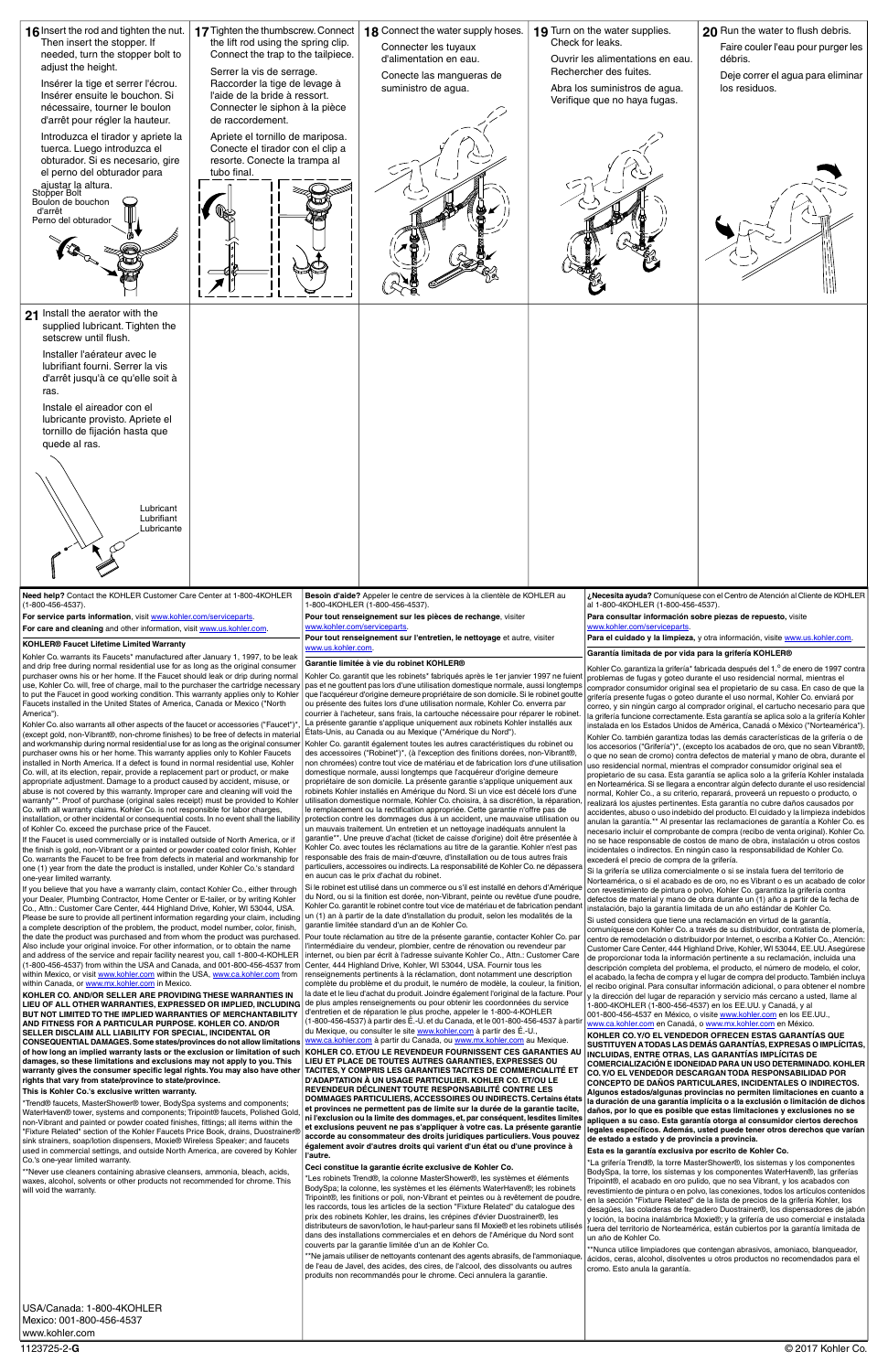**16** Insert the rod and tighten the nut. Then insert the stopper. If needed, turn the stopper bolt to adjust the height.

Insérer la tige et serrer l'écrou. Insérer ensuite le bouchon. Si nécessaire, tourner le boulon d'arrêt pour régler la hauteur.

Introduzca el tirador y apriete la tuerca. Luego introduzca el obturador. Si es necesario, gire el perno del obturador para ajustar la altura.

Stopper Bolt
Boulon de bouchon d'arrêt
Perno del obturador

**17** Tighten the thumbscrew. Connect the lift rod using the spring clip. Connect the trap to the tailpiece.

Serrer la vis de serrage. Raccorder la tige de levage à l'aide de la bride à ressort. Connecter le siphon à la pièce de raccordement.

Apriete el tornillo de mariposa. Conecte el tirador con el clip a resorte. Conecte la trampa al tubo final.

**18** Connect the water supply hoses.

Connecter les tuyaux d'alimentation en eau.

Conecte las mangueras de suministro de agua.

**19** Turn on the water supplies. Check for leaks.

Ouvrir les alimentations en eau. Rechercher des fuites.

Abra los suministros de agua. Verifique que no haya fugas.

**20** Run the water to flush debris.

Faire couler l'eau pour purger les débris.

Deje correr el agua para eliminar los residuos.

**21** Install the aerator with the supplied lubricant. Tighten the setscrew until flush.

Installer l'aérateur avec le lubrifiant fourni. Serrer la vis d'arrêt jusqu'à ce qu'elle soit à ras.

Instale el aireador con el lubricante provisto. Apriete el tornillo de fijación hasta que quede al ras.

Lubricant
Lubrifiant
Lubricante

**Need help?** Contact the KOHLER Customer Care Center at 1-800-4KOHLER (1-800-456-4537).

**For service parts information**, visit www.kohler.com/serviceparts.

**For care and cleaning** and other information, visit www.us.kohler.com.

**KOHLER® Faucet Lifetime Limited Warranty**

Kohler Co. warrants its Faucets* manufactured after January 1, 1997, to be leak and drip free during normal residential use for as long as the original consumer purchaser owns his or her home. If the Faucet should leak or drip during normal use, Kohler Co. will, free of charge, mail to the purchaser the cartridge necessary to put the Faucet in good working condition. This warranty applies only to Kohler Faucets installed in the United States of America, Canada or Mexico ("North America").

Kohler Co. also warrants all other aspects of the faucet or accessories ("Faucet")*, (except gold, non-Vibrant®, non-chrome finishes) to be free of defects in material and workmanship during normal residential use for as long as the original consumer purchaser owns his or her home. This warranty applies only to Kohler Faucets installed in North America. If a defect is found in normal residential use, Kohler Co. will, at its election, repair, provide a replacement part or product, or make appropriate adjustment. Damage to a product caused by accident, misuse, or abuse is not covered by this warranty. Improper care and cleaning will void the warranty**. Proof of purchase (original sales receipt) must be provided to Kohler Co. with all warranty claims. Kohler Co. is not responsible for labor charges, installation, or other incidental or consequential costs. In no event shall the liability of Kohler Co. exceed the purchase price of the Faucet.

If the Faucet is used commercially or is installed outside of North America, or if the finish is gold, non-Vibrant or a painted or powder coated color finish, Kohler Co. warrants the Faucet to be free from defects in material and workmanship for one (1) year from the date the product is installed, under Kohler Co.'s standard one-year limited warranty.

If you believe that you have a warranty claim, contact Kohler Co., either through your Dealer, Plumbing Contractor, Home Center or E-tailer, or by writing Kohler Co., Attn.: Customer Care Center, 444 Highland Drive, Kohler, WI 53044, USA. Please be sure to provide all pertinent information regarding your claim, including a complete description of the problem, the product, model number, color, finish, the date the product was purchased and from whom the product was purchased. Also include your original invoice. For other information, or to obtain the name and address of the service and repair facility nearest you, call 1-800-4-KOHLER (1-800-456-4537) from within the USA and Canada, and 001-800-456-4537 from within Mexico, visit www.kohler.com within the USA, www.ca.kohler.com from within Canada, or www.mx.kohler.com in Mexico.

**KOHLER CO. AND/OR SELLER ARE PROVIDING THESE WARRANTIES IN LIEU OF ALL OTHER WARRANTIES, EXPRESSED OR IMPLIED, INCLUDING BUT NOT LIMITED TO THE IMPLIED WARRANTIES OF MERCHANTABILITY AND FITNESS FOR A PARTICULAR PURPOSE. KOHLER CO. AND/OR SELLER DISCLAIM ALL LIABILITY FOR SPECIAL, INCIDENTAL OR CONSEQUENTIAL DAMAGES. Some states/provinces do not allow limitations of how long an implied warranty lasts or the exclusion or limitation of such damages, so these limitations and exclusions may not apply to you. This warranty gives the consumer specific legal rights. You may also have other rights that vary from state/province to state/province.**

**This is Kohler Co.'s exclusive written warranty.**

*Trend® faucets, MasterShower® tower, BodySpa systems and components; WaterHaven® tower, systems and components; Tripoint® faucets, Polished Gold, non-Vibrant and painted or powder coated finishes, fittings; all items within the "Fixture Related" section of the Kohler Faucets Price Book, drains, Duostrainer® sink strainers, soap/lotion dispensers, Moxie® Wireless Speaker; and faucets used in commercial settings, and outside North America, are covered by Kohler Co.'s one-year limited warranty.

**Never use cleaners containing abrasive cleansers, ammonia, bleach, acids, waxes, alcohol, solvents or other products not recommended for chrome. This will void the warranty.

**Besoin d'aide?** Appeler le centre de services à la clientèle de KOHLER au 1-800-4KOHLER (1-800-456-4537).

**Pour tout renseignement sur les pièces de rechange**, visiter www.kohler.com/serviceparts.

**Pour tout renseignement sur l'entretien, le nettoyage** et autre, visiter www.us.kohler.com.

**Garantie limitée à vie du robinet KOHLER®**

Kohler Co. garantit que les robinets* fabriqués après le 1er janvier 1997 ne fuient pas et ne gouttent pas lors d'une utilisation domestique normale, aussi longtemps que l'acquéreur d'origine demeure propriétaire de son domicile. Si le robinet goutte ou présente des fuites lors d'une utilisation normale, Kohler Co. enverra par courrier à l'acheteur, sans frais, la cartouche nécessaire pour réparer le robinet. La présente garantie s'applique uniquement aux robinets Kohler installés aux États-Unis, au Canada ou au Mexique ("Amérique du Nord").

Kohler Co. garantit également toutes les autres caractéristiques du robinet ou des accessoires ("Robinet")*, (à l'exception des finitions dorées, non-Vibrant®, non chromées) contre tout vice de matériau et de fabrication lors d'une utilisation domestique normale, aussi longtemps que l'acquéreur d'origine demeure propriétaire de son domicile. La présente garantie s'applique uniquement aux robinets Kohler installés en Amérique du Nord. Si un vice est décelé lors d'une utilisation domestique normale, Kohler Co. choisira, à sa discrétion, la réparation, le remplacement ou la rectification appropriée. Cette garantie n'offre pas de protection contre les dommages dus à un accident, une mauvaise utilisation ou un mauvais traitement. Un entretien et un nettoyage inadéquats annulent la garantie**. Une preuve d'achat (ticket de caisse d'origine) doit être présentée à Kohler Co. avec toutes les réclamations au titre de la garantie. Kohler n'est pas responsable des frais de main-d'œuvre, d'installation ou de tous autres frais particuliers, accessoires ou indirects. La responsabilité de Kohler Co. ne dépassera en aucun cas le prix d'achat du robinet.

Si le robinet est utilisé dans un commerce ou s'il est installé en dehors d'Amérique du Nord, ou si la finition est dorée, non-Vibrant, peinte ou revêtue d'une poudre, Kohler Co. garantit le robinet contre tout vice de matériau et de fabrication pendant un (1) an à partir de la date d'installation du produit, selon les modalités de la garantie limitée standard d'un an de Kohler Co.

Pour toute réclamation au titre de la présente garantie, contacter Kohler Co. par l'intermédiaire du vendeur, plombier, centre de rénovation ou revendeur par internet, ou bien par écrit à l'adresse suivante Kohler Co., Attn.: Customer Care Center, 444 Highland Drive, Kohler, WI 53044, USA. Fournir tous les renseignements pertinents à la réclamation, dont notamment une description complète du problème et du produit, le numéro de modèle, la couleur, la finition, la date et le lieu d'achat du produit. Joindre également l'original de la facture. Pour de plus amples renseignements ou pour obtenir les coordonnées du service d'entretien et de réparation le plus proche, appeler le 1-800-4-KOHLER (1-800-456-4537) à partir des É.-U. et du Canada, et le 001-800-456-4537 à partir du Mexique, ou consulter le site www.kohler.com à partir des É.-U., www.ca.kohler.com à partir du Canada, ou www.mx.kohler.com au Mexique.

**KOHLER CO. ET/OU LE REVENDEUR FOURNISSENT CES GARANTIES AU LIEU ET PLACE DE TOUTES AUTRES GARANTIES, EXPRESSES OU TACITES, Y COMPRIS LES GARANTIES TACITES DE COMMERCIALITÉ ET D'ADAPTATION À UN USAGE PARTICULIER. KOHLER CO. ET/OU LE REVENDEUR DÉCLINENT TOUTE RESPONSABILITÉ CONTRE LES DOMMAGES PARTICULIERS, ACCESSOIRES OU INDIRECTS. Certains états et provinces ne permettent pas de limite sur la durée de la garantie tacite, ni l'exclusion ou la limite des dommages, et, par conséquent, lesdites limites et exclusions peuvent ne pas s'appliquer à votre cas. La présente garantie accorde au consommateur des droits juridiques particuliers. Vous pouvez également avoir d'autres droits qui varient d'un état ou d'une province à l'autre.**

**Ceci constitue la garantie écrite exclusive de Kohler Co.**

*Les robinets Trend®, la colonne MasterShower®, les systèmes et éléments BodySpa; la colonne, les systèmes et les éléments WaterHaven®; les robinets Tripoint®, les finitions or poli, non-Vibrant et peintes ou à revêtement de poudre, les raccords, tous les articles de la section "Fixture Related" du catalogue des prix des robinets Kohler, les drains, les crépines d'évier Duostrainer®, les distributeurs de savon/lotion, le haut-parleur sans fil Moxie® et les robinets utilisés dans des installations commerciales et en dehors de l'Amérique du Nord sont couverts par la garantie limitée d'un an de Kohler Co.

**Ne jamais utiliser de nettoyants contenant des agents abrasifs, de l'ammoniaque, de l'eau de Javel, des acides, des cires, de l'alcool, des dissolvants ou autres produits non recommandés pour le chrome. Ceci annulera la garantie.

**¿Necesita ayuda?** Comuníquese con el Centro de Atención al Cliente de KOHLER al 1-800-4KOHLER (1-800-456-4537).

**Para consultar información sobre piezas de repuesto**, visite www.kohler.com/serviceparts.

**Para el cuidado y la limpieza**, y otra información, visite www.us.kohler.com.

**Garantía limitada de por vida para la grifería KOHLER®**

Kohler Co. garantiza la grifería* fabricada después del 1.° de enero de 1997 contra problemas de fugas y goteo durante el uso residencial normal, mientras el comprador consumidor original sea el propietario de su casa. En caso de que la grifería presente fugas o goteo durante el uso normal, Kohler Co. enviará por correo, y sin ningún cargo al comprador original, el cartucho necesario para que la grifería funcione correctamente. Esta garantía se aplica solo a la grifería Kohler instalada en los Estados Unidos de América, Canadá o México ("Norteamérica").

Kohler Co. también garantiza todas las demás características de la grifería o de los accesorios ("Grifería")*, (excepto los acabados de oro, que no sean Vibrant®, o que no sean de cromo) contra defectos de material y mano de obra, durante el uso residencial normal, mientras el comprador consumidor original sea el propietario de su casa. Esta garantía se aplica solo a la grifería Kohler instalada en Norteamérica. Si se llegara a encontrar algún defecto durante el uso residencial normal, Kohler Co., a su criterio, reparará, proveerá un repuesto o producto, o realizará los ajustes pertinentes. Esta garantía no cubre daños causados por accidentes, abuso o uso indebido del producto. El cuidado y la limpieza indebidos anulan la garantía.** Al presentar las reclamaciones de garantía a Kohler Co. es necesario incluir el comprobante de compra (recibo de venta original). Kohler Co. no se hace responsable de costos de mano de obra, instalación u otros costos incidentales o indirectos. En ningún caso la responsabilidad de Kohler Co. excederá el precio de compra de la grifería.

Si la grifería se utiliza comercialmente o si se instala fuera del territorio de Norteamérica, o si el acabado es de oro, no es Vibrant o es un acabado de color con revestimiento de pintura o polvo, Kohler Co. garantiza la grifería contra defectos de material y mano de obra durante un (1) año a partir de la fecha de instalación, bajo la garantía limitada de un año estándar de Kohler Co.

Si usted considera que tiene una reclamación en virtud de la garantía, comuníquese con Kohler Co. a través de su distribuidor, contratista de plomería, centro de remodelación o distribuidor por Internet, o escriba a Kohler Co., Atención: Customer Care Center, 444 Highland Drive, Kohler, WI 53044, EE.UU. Asegúrese de proporcionar toda la información pertinente a su reclamación, incluida una descripción completa del problema, el producto, el número de modelo, el color, el acabado, la fecha de compra y el lugar de compra del producto. También incluya el recibo original. Para consultar información adicional, o para obtener el nombre y la dirección del lugar de reparación y servicio más cercano a usted, llame al 1-800-4KOHLER (1-800-456-4537) en los EE.UU. y Canadá, y al 001-800-456-4537 en México, o visite www.kohler.com en los EE.UU., www.ca.kohler.com en Canadá, o www.mx.kohler.com en México.

**KOHLER CO. Y/O EL VENDEDOR OFRECEN ESTAS GARANTÍAS QUE SUSTITUYEN A TODAS LAS DEMÁS GARANTÍAS, EXPRESAS O IMPLÍCITAS, INCLUIDAS, ENTRE OTRAS, LAS GARANTÍAS IMPLÍCITAS DE COMERCIALIZACIÓN E IDONEIDAD PARA UN USO DETERMINADO. KOHLER CO. Y/O EL VENDEDOR DESCARGAN TODA RESPONSABILIDAD POR CONCEPTO DE DAÑOS PARTICULARES, INCIDENTALES O INDIRECTOS. Algunos estados/algunas provincias no permiten limitaciones en cuanto a la duración de una garantía implícita o a la exclusión o limitación de dichos daños, por lo que es posible que estas limitaciones y exclusiones no se apliquen a su caso. Esta garantía otorga al consumidor ciertos derechos legales específicos. Además, usted puede tener otros derechos que varían de estado a estado y de provincia a provincia.**

**Esta es la garantía exclusiva por escrito de Kohler Co.**

*La grifería Trend®, la torre MasterShower®, los sistemas y los componentes BodySpa, la torre, los sistemas y los componentes WaterHaven®, las griferías Tripoint®, el acabado en oro pulido, que no sea Vibrant, y los acabados con revestimiento de pintura o en polvo, las conexiones, todos los artículos contenidos en la sección "Fixture Related" de la lista de precios de la grifería Kohler, los desagües, las coladeras de fregadero Duostrainer®, los dispensadores de jabón y loción, la bocina inalámbrica Moxie®; y la grifería de uso comercial e instalada fuera del territorio de Norteamérica, están cubiertos por la garantía limitada de un año de Kohler Co.

**Nunca utilice limpiadores que contengan abrasivos, amoniaco, blanqueador, ácidos, ceras, alcohol, disolventes u otros productos no recomendados para el cromo. Esto anula la garantía.

USA/Canada: 1-800-4KOHLER
Mexico: 001-800-456-4537
www.kohler.com

1123725-2-**G**

© 2017 Kohler Co.